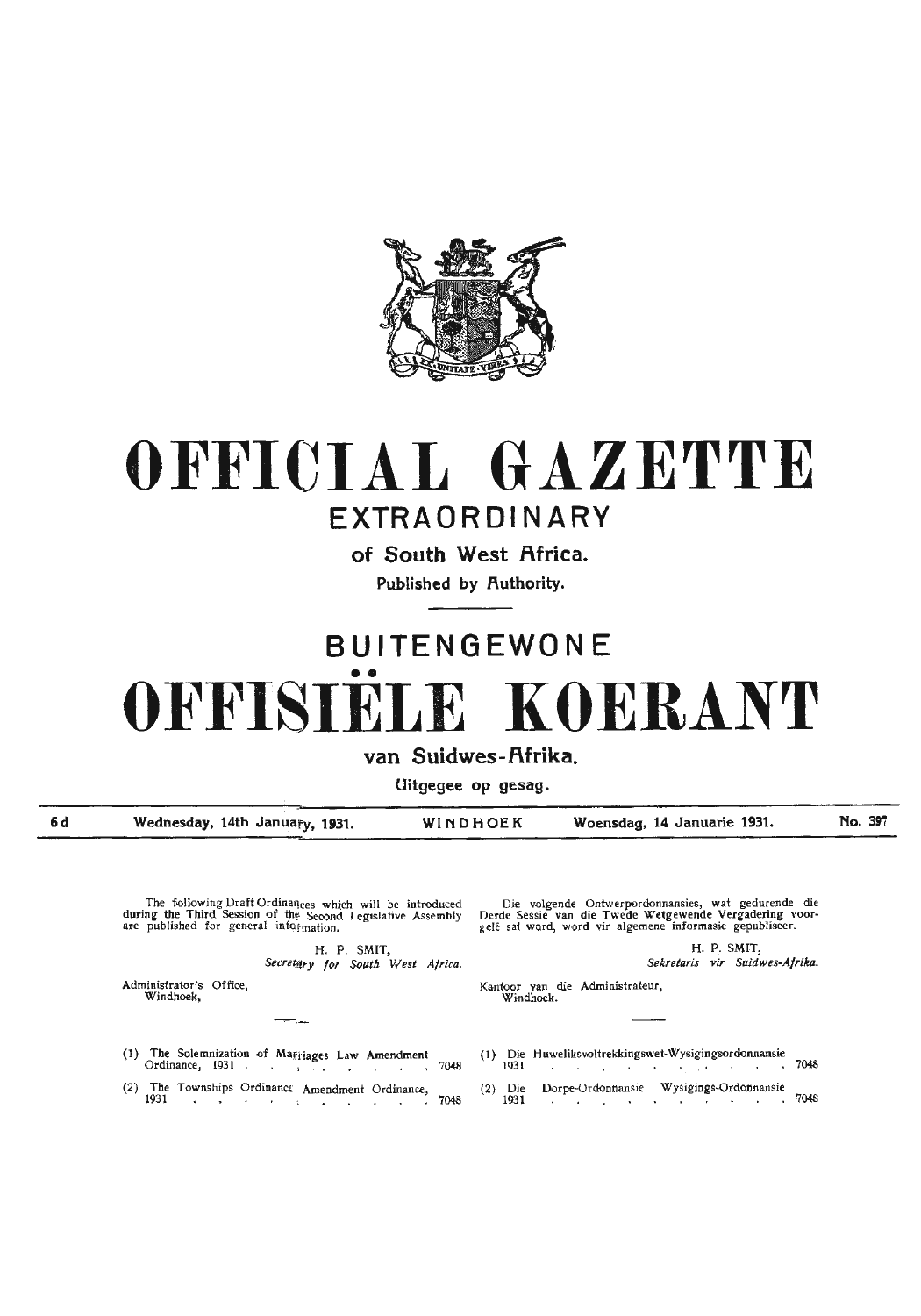# OFFICIAL GAZETTE

## EXTRAORDINARY

### of South West Africa.

Published by Authority.

# BUITENGEWONE

# OFFISIËLE KOERANT

### van Suidwes-Afrika.

Uitgegee op gesag.

| 6d | Wednesday, 14th January, 1931. | WINDHOEK | Woensdag, 14 Januarie 1931. | No. 397 |
|---|---|---|---|---|

The following Draft Ordinances which will be introduced during the Third Session of the Second Legislative Assembly are published for general information.

H. P. SMIT,
*Secretary for South West Africa.*

Administrator's Office,
Windhoek.

(1) The Solemnization of Marriages Law Amendment Ordinance, 1931 . . . . . . . . . 7048

(2) The Townships Ordinance Amendment Ordinance, 1931 . . . . . . . . . 7048

Die volgende Ontwerpordonnansies, wat gedurende die Derde Sessie van die Twede Wetgewende Vergadering voorgelê sal word, word vir algemene informasie gepubliseer.

H. P. SMIT,
*Sekretaris vir Suidwes-Afrika.*

Kantoor van die Administrateur,
Windhoek.

(1) Die Huweliksvoltrekkingswet-Wysigingsordonnansie 1931 . . . . . . . . . 7048

(2) Die Dorpe-Ordonnansie Wysigings-Ordonnansie 1931 . . . . . . . . . 7048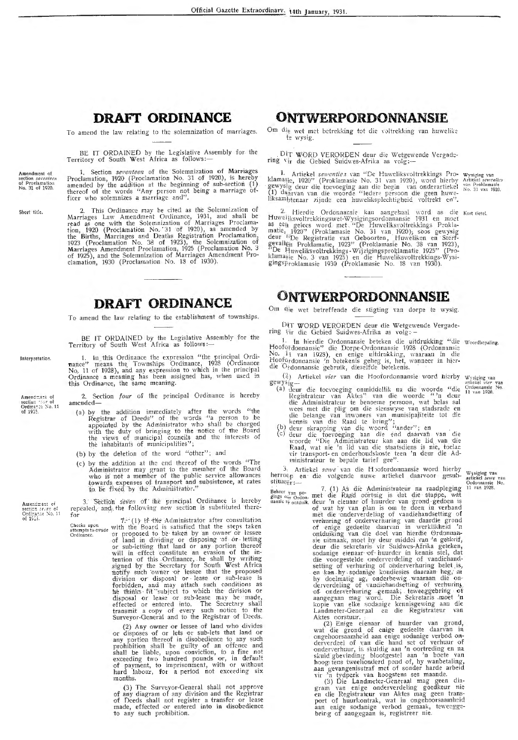# DRAFT ORDINANCE

To amend the law relating to the solemnization of marriages.

BE IT ORDAINED by the Legislative Assembly for the Territory of South West Africa as follows:—

Amendment of section *seventeen* of Proclamation No. 31 of 1920.

1. Section *seventeen* of the Solemnization of Marriages Proclamation, 1920 (Proclamation No. 31 of 1920), is hereby amended by the addition at the beginning of sub-section (1) thereof of the words "Any person not being a marriage officer who solemnizes a marriage and".

Short title.

2. This Ordinance may be cited as the Solemnization of Marriages Law Amendment Ordinance, 1931, and shall be read as one with the Solemnization of Marriages Proclamation, 1920 (Proclamation No. 31 of 1920), as amended by the Births, Marriages and Deaths Registration Proclamation, 1923 (Proclamation No. 38 of 1923), the Solemnization of Marriages Amendment Proclamation, 1925 (Proclamation No. 3 of 1925), and the Solemnization of Marriages Amendment Proclamation, 1930 (Proclamation No. 18 of 1930).

# ONTWERPORDONNANSIE

Om die wet met betrekking tot die voltrekking van huwelike te wysig.

DIT WORD VERORDEN deur die Wetgewende Vergadering vir die Gebied Suidwes-Afrika as volg:—

Wysiging van Artiekel *sewentien* van Proklamasie No. 31 van 1920.

1. Artiekel *sewentien* van "De Huweliksvoltrekkings Proklamatie, 1920" (Proklamasie No. 31 van 1920), word hierby gewysig deur die toevoeging aan die begin van onderartiekel (1) daarvan van die woorde "Iedere persoon die geen huweliksambtenaar zijnde een huweliksplechtigheid voltrekt en".

Kort tietel.

2. Hierdie Ordonnansie kan aangehaal word as die Huweliksvoltrekkingswet-Wysigingsordonnansie 1931 en moet as een gelees word met "De Huweliksvoltrekkings Proklamatie, 1920" (Proklamasie No. 31 van 1920), soos gewysig deur "De Registratie van Geboorten, Huweliken en Sterfgevallen Proklamatie, 1923" (Proklamasie No. 38 van 1923), "De Huweliksvoltrekkings-Wijzigingsproklamatie 1925" (Proklamasie No. 3 van 1925) en die Huweliksvoltrekkings-Wysigingsproklamasie 1930 (Proklamasie No. 18 van 1930).

---

# DRAFT ORDINANCE

To amend the law relating to the establishment of townships.

BE IT ORDAINED by the Legislative Assembly for the Territory of South West Africa as follows:—

Interpretation.

1. In this Ordinance the expression "the principal Ordinance" means the Townships Ordinance, 1928 (Ordinance No. 11 of 1928), and any expression to which in the principal Ordinance a meaning has been assigned has, when used in this Ordinance, the same meaning.

Amendment of section *four* of Ordinance No. 11 of 1928.

2. Section *four* of the principal Ordinance is hereby amended—

(a) by the addition immediately after the words "the Registrar of Deeds" of the words "a person to be appointed by the Administrator who shall be charged with the duty of bringing to the notice of the Board the views of municipal councils and the interests of the inhabitants of municipalities";

(b) by the deletion of the word "other"; and

(c) by the addition at the end thereof of the words "The Administrator may grant to the member of the Board who is not a member of the public service allowances towards expenses of transport and subsistence, at rates to be fixed by the Administrator."

Amendment of section *seven* of Ordinance No. 11 of 1928.

3. Section *seven* of the principal Ordinance is hereby repealed, and the following new section is substituted therefor:—

Checks upon attempts to evade Ordinance.

7. (1) If the Administrator after consultation with the Board is satisfied that the steps taken or proposed to be taken by an owner or lessee of land in dividing or disposing of or letting or sub-letting that land or any portion thereof will in effect constitute an evasion of the intention of this Ordinance, he shall by writing signed by the Secretary for South West Africa notify such owner or lessee that the proposed division or disposal or lease or sub-lease is forbidden, and may attach such conditions as he thinks fit subject to which the division or disposal or lease or sub-lease may be made, effected or entered into. The Secretary shall transmit a copy of every such notice to the Surveyor-General and to the Registrar of Deeds.

(2) Any owner or lessee of land who divides or disposes of or lets or sub-lets that land or any portion thereof in disobedience to any such prohibition shall be guilty of an offence and shall be liable, upon conviction, to a fine not exceeding two hundred pounds or, in default of payment, to imprisonment, with or without hard labour, for a period not exceeding six months.

(3) The Surveyor-General shall not approve of any diagram of any division and the Registrar of Deeds shall not register a transfer or lease made, effected or entered into in disobedience to any such prohibition.

# ONTWERPORDONNANSIE

Om die wet betreffende die stigting van dorpe te wysig.

DIT WORD VERORDEN deur die Wetgewende Vergadering vir die Gebied Suidwes-Afrika as volg:—

Woordbepaling.

1. In hierdie Ordonnansie beteken die uitdrukking "die Hoofordonnansie" die Dorpe-Ordonnansie 1928 (Ordonnansie No. 11 van 1928), en enige uitdrukking, waaraan in die Hoofordonnansie 'n betekenis geheg is, het, wanneer in hierdie Ordonnansie gebruik, dieselfde betekenis.

Wysiging van artiekel *vier* van Ordonnansie No. 11 van 1928.

2. Artiekel *vier* van die Hoofordonnansie word hierby gewysig—

(a) deur die toevoeging onmiddellik na die woorde "die Registrateur van Aktes" van die woorde "'n deur die Administrateur te benoeme persoon, wat belas sal wees met die plig om die sienswyse van stadsrade en die belange van inwoners van munisipaliteite tot die kennis van die Raad te bring";

(b) deur skrapping van die woord "ander"; en

(c) deur die toevoeging aan die end daarvan van die woorde "Die Administrateur kan aan die lid van die Raad, wat nie 'n lid van die staatsdiens is nie, toelae vir transport- en onderhoudskoste teen 'n deur die Administrateur te bepale tarief gee".

Wysiging van artiekel *sewe* van Ordonnansie No. 11 van 1928.

3. Artiekel *sewe* van die Hoofordonnansie word hierby herroep en die volgende nuwe artiekel daarvoor gesubstitueer:—

Beheer van pogings om Ordonnansie te ontduik.

7. (1) As die Administrateur na raadpleging met die Raad oortuig is dat die stappe, wat deur 'n eienaar of huurder van grond gedoen is of wat hy van plan is om te doen in verband met die onderverdeling of vandiehandsetting of verhuring of onderverhuring van daardie grond of enige gedeelte daarvan in werklikheid 'n ontduiking van die doel van hierdie Ordonnansie uitmaak, moet hy deur middel van 'n geskrif, deur die sekretaris vir Suidwes-Afrika geteken, sodanige eienaar of huurder in kennis stel, dat die voorgestelde onderverdeling of vandiehandsetting of verhuring of onderverhuring belet is, en kan hy sodanige kondiesies daaraan heg, as hy doelmatig ag, onderhewig waaraan die onderverdeling of vandiehandsetting of verhuring of onderverhuring gemaak, teweeggebring of aangegaan mag word. Die Sekretaris moet 'n kopie van elke sodanige kennisgewing aan die Landmeter-Generaal en die Registrateur van Aktes oorstuur.

(2) Enige eienaar of huurder van grond, wat die grond of enige gedeelte daarvan in ongehoorsaamheid aan enige sodanige verbod onderverdeel of van die hand set of verhuur of onderverhuur, is skuldig aan 'n oortreding en na skuld gbevinding blootgestel aan 'n boete van hoogstens tweehonderd pond of, by wanbetaling, aan gevangenisstraf met of sonder harde arbeid vir 'n tydperk van hoogstens ses maande.

(3) Die Landmeter-Generaal mag geen diagram van enige onderverdeling goedkeur nie en die Registrateur van Aktes mag geen transport of huurkontrak, wat in ongehoorsaamheid aan enige sodanige verbod gemaak, teweeggebring of aangegaan is, registreer nie.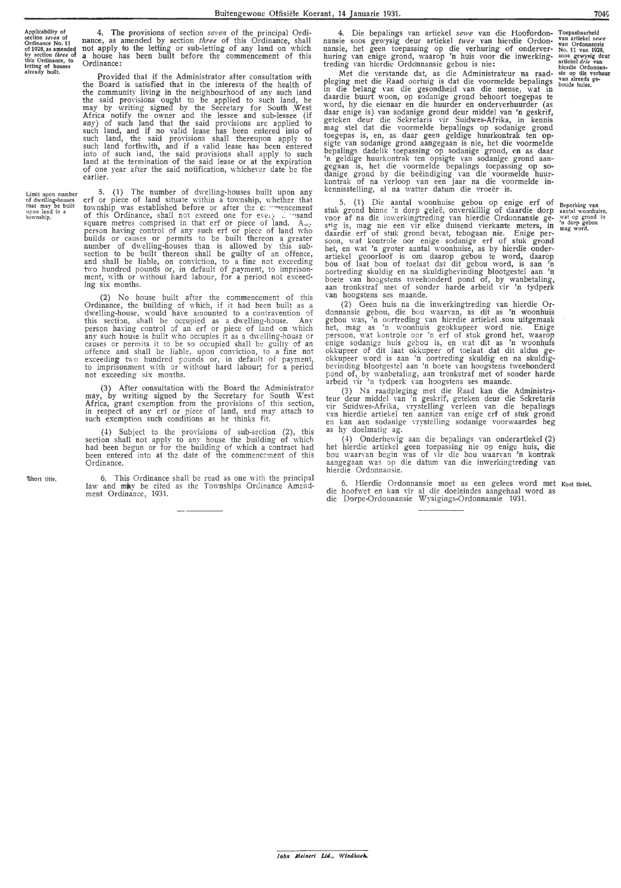**Applicability of section *seven* of Ordinance No. 11 of 1928, as amended by section *three* of this Ordinance, to letting of houses already built.**

4. The provisions of section *seven* of the principal Ordinance, as amended by section *three* of this Ordinance, shall not apply to the letting or sub-letting of any land on which a house has been built before the commencement of this Ordinance:

Provided that if the Administrator after consultation with the Board is satisfied that in the interests of the health of the community living in the neighbourhood of any such land the said provisions ought to be applied to such land, he may by writing signed by the Secretary for South West Africa notify the owner and the lessee and sub-lessee (if any) of such land that the said provisions are applied to such land, and if no valid lease has been entered into of such land, the said provisions shall thereupon apply to such land forthwith, and if a valid lease has been entered into of such land, the said provisions shall apply to such land at the termination of the said lease or at the expiration of one year after the said notification, whichever date be the earlier.

**Limit upon number of dwelling-houses that may be built upon land in a township.**

5. (1) The number of dwelling-houses built upon any erf or piece of land situate within a township, whether that township was established before or after the commencement of this Ordinance, shall not exceed one for every thousand square metres comprised in that erf or piece of land. Any person having control of any such erf or piece of land who builds or causes or permits to be built thereon a greater number of dwelling-houses than is allowed by this sub-section to be built thereon shall be guilty of an offence, and shall be liable, on conviction, to a fine not exceeding two hundred pounds or, in default of payment, to imprisonment, with or without hard labour, for a period not exceeding six months.

(2) No house built after the commencement of this Ordinance, the building of which, if it had been built as a dwelling-house, would have amounted to a contravention of this section, shall be occupied as a dwelling-house. Any person having control of an erf or piece of land on which any such house is built who occupies it as a dwelling-house or causes or permits it to be so occupied shall be guilty of an offence and shall be liable, upon conviction, to a fine not exceeding two hundred pounds or, in default of payment, to imprisonment with or without hard labour, for a period not exceeding six months.

(3) After consultation with the Board the Administrator may, by writing signed by the Secretary for South West Africa, grant exemption from the provisions of this section, in respect of any erf or piece of land, and may attach to such exemption such conditions as he thinks fit.

(4) Subject to the provisions of sub-section (2), this section shall not apply to any house the building of which had been begun or for the building of which a contract had been entered into at the date of the commencement of this Ordinance.

**Short title.**

6. This Ordinance shall be read as one with the principal law and may be cited as the Townships Ordinance Amendment Ordinance, 1931.

---

**Toepasbaarheid van artikel *sewe* van Ordonnansie No. 11 van 1928, soos gewysig deur artikel *drie* van hierdie Ordonnansie op die verhuur van alreeds geboude huise.**

4. Die bepalings van artikel *sewe* van die Hoofordonnansie soos gewysig deur artikel *twee* van hierdie Ordonnansie, het geen toepassing op die verhuring of onderverhuring van enige grond, waarop 'n huis voor die inwerkingtreding van hierdie Ordonnansie gebou is nie:

Met die verstande dat, as die Administrateur na raadpleging met die Raad oortuig is dat die voormelde bepalings in die belang van die gesondheid van die mense, wat in daardie buurt woon, op sodanige grond behoort toegepas te word, hy die eienaar en die huurder en onderverhuurder (as daar enige is) van sodanige grond deur middel van 'n geskrif, geteken deur die Sekretaris vir Suidwes-Afrika, in kennis mag stel dat die voormelde bepalings op sodanige grond toegepas is, en, as daar geen geldige huurkontrak ten opsigte van sodanige grond aangegaan is nie, het die voormelde bepalings dadelik toepassing op sodanige grond, en as daar 'n geldige huurkontrak ten opsigte van sodanige grond aangegaan is, het die voormelde bepalings toepassing op sodanige grond by die beëindiging van die voormelde huurkontrak of na verloop van een jaar na die voormelde inkennisstelling, al na watter datum die vroeër is.

**Beperking van aantal woonhuise, wat op grond in 'n dorp gebou mag word.**

5. (1) Die aantal woonhuise gebou op enige erf of stuk grond binne 'n dorp geleë, onverskillig of daardie dorp voor af na die inwerkingtreding van hierdie Ordonnansie gestig is, mag nie een vir elke duisend vierkante meters, in daardie erf of stuk grond bevat, tebogaan nie. Enige persoon, wat kontrole oor enige sodanige erf of stuk grond het, en wat 'n groter aantal woonhuise, as by hierdie onderartiekel geoorloof is om daarop gebou te word, daarop bou of laat bou of toelaat dat dit gebou word, is aan 'n oortreding skuldig en na skuldigbevinding blootgestel aan 'n boete van hoogstens tweehonderd pond of, by wanbetaling, aan tronkstraf met of sonder harde arbeid vir 'n tydperk van hoogstens ses maande.

(2) Geen huis na die inwerkingtreding van hierdie Ordonnansie gebou, die bou waarvan, as dit as 'n woonhuis gebou was, 'n oortreding van hierdie artiekel sou uitgemaak het, mag as 'n woonhuis geokkupeer word nie. Enige persoon, wat kontrole oor 'n erf of stuk grond het, waarop enige sodanige huis gebou is, en wat dit as 'n woonhuis okkupeer of dit laat okkupeer of toelaat dat dit aldus geokkupeer word is aan 'n oortreding skuldig en na skuldigbevinding blootgestel aan 'n boete van hoogstens tweehonderd pond of, by wanbetaling, aan tronkstraf met of sonder harde arbeid vir 'n tydperk van hoogstens ses maande.

(3) Na raadpleging met die Raad kan die Administrateur deur middel van 'n geskrif, geteken deur die Sekretaris vir Suidwes-Afrika, vrystelling verleen van die bepalings van hierdie artiekel ten aansien van enige erf of stuk grond en kan aan sodanige vrystelling sodanige voorwaardes heg as hy doelmatig ag.

(4) Onderhewig aan die bepalings van onderartiekel (2) het hierdie artiekel geen toepassing nie op enige huis, die bou waarvan begin was of vir die bou waarvan 'n kontrak aangegaan was op die datum van die inwerkingtreding van hierdie Ordonnansie.

**Kort titel.**

6. Hierdie Ordonnansie moet as een gelees word met die hoofwet en kan vir al die doeleindes aangehaal word as die Dorpe-Ordonnansie Wysigings-Ordonnansie 1931.